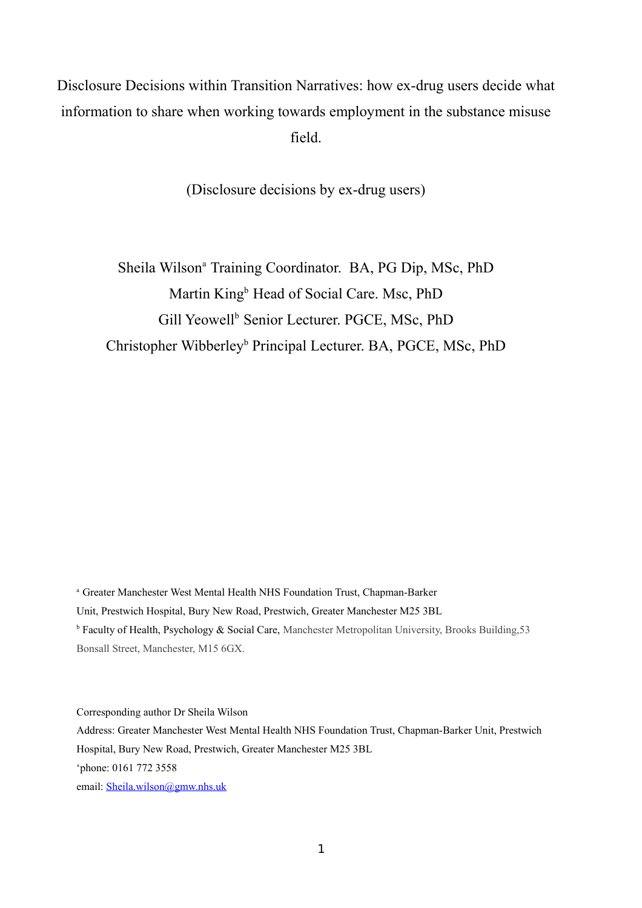# Disclosure Decisions within Transition Narratives: how ex-drug users decide what information to share when working towards employment in the substance misuse field.

(Disclosure decisions by ex-drug users)

Sheila Wilson[a] Training Coordinator. BA, PG Dip, MSc, PhD

Martin King[b] Head of Social Care. Msc, PhD

Gill Yeowell[b] Senior Lecturer. PGCE, MSc, PhD

Christopher Wibberley[b] Principal Lecturer. BA, PGCE, MSc, PhD

[a] Greater Manchester West Mental Health NHS Foundation Trust, Chapman-Barker Unit, Prestwich Hospital, Bury New Road, Prestwich, Greater Manchester M25 3BL

[b] Faculty of Health, Psychology & Social Care, Manchester Metropolitan University, Brooks Building,53 Bonsall Street, Manchester, M15 6GX.

Corresponding author Dr Sheila Wilson

Address: Greater Manchester West Mental Health NHS Foundation Trust, Chapman-Barker Unit, Prestwich Hospital, Bury New Road, Prestwich, Greater Manchester M25 3BL

'phone: 0161 772 3558

email: Sheila.wilson@gmw.nhs.uk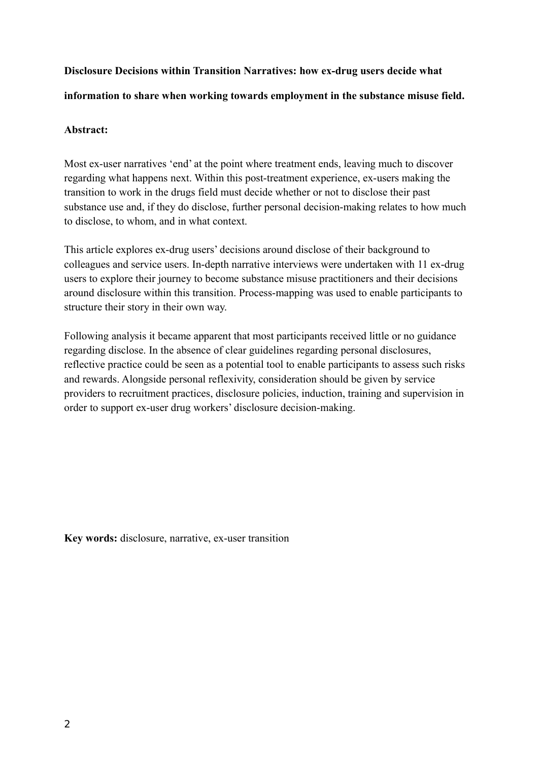**Disclosure Decisions within Transition Narratives: how ex-drug users decide what information to share when working towards employment in the substance misuse field.**

**Abstract:**

Most ex-user narratives 'end' at the point where treatment ends, leaving much to discover regarding what happens next. Within this post-treatment experience, ex-users making the transition to work in the drugs field must decide whether or not to disclose their past substance use and, if they do disclose, further personal decision-making relates to how much to disclose, to whom, and in what context.

This article explores ex-drug users' decisions around disclose of their background to colleagues and service users. In-depth narrative interviews were undertaken with 11 ex-drug users to explore their journey to become substance misuse practitioners and their decisions around disclosure within this transition. Process-mapping was used to enable participants to structure their story in their own way.

Following analysis it became apparent that most participants received little or no guidance regarding disclose. In the absence of clear guidelines regarding personal disclosures, reflective practice could be seen as a potential tool to enable participants to assess such risks and rewards. Alongside personal reflexivity, consideration should be given by service providers to recruitment practices, disclosure policies, induction, training and supervision in order to support ex-user drug workers' disclosure decision-making.

**Key words:** disclosure, narrative, ex-user transition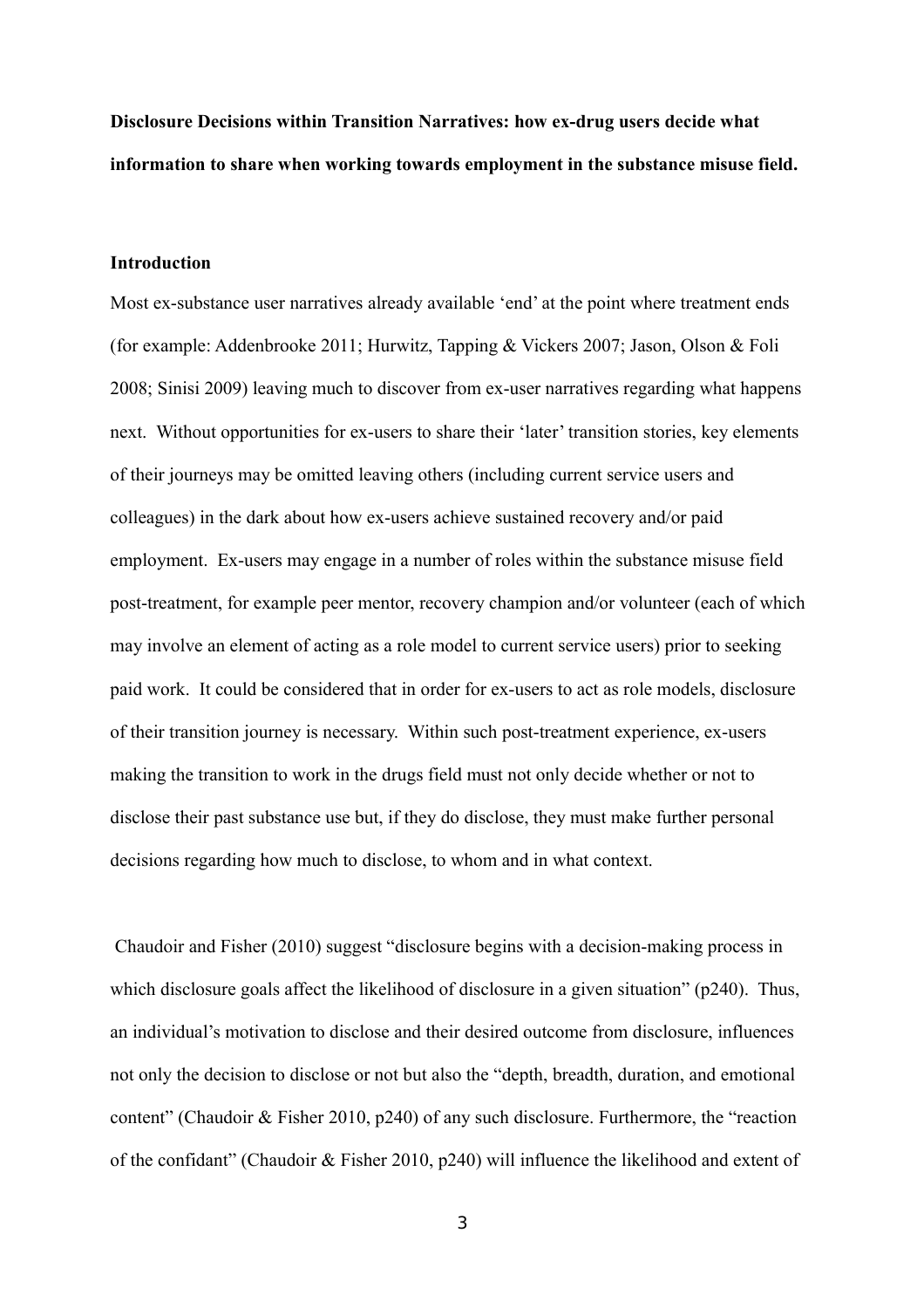**Disclosure Decisions within Transition Narratives: how ex-drug users decide what information to share when working towards employment in the substance misuse field.**

## Introduction

Most ex-substance user narratives already available 'end' at the point where treatment ends (for example: Addenbrooke 2011; Hurwitz, Tapping & Vickers 2007; Jason, Olson & Foli 2008; Sinisi 2009) leaving much to discover from ex-user narratives regarding what happens next. Without opportunities for ex-users to share their 'later' transition stories, key elements of their journeys may be omitted leaving others (including current service users and colleagues) in the dark about how ex-users achieve sustained recovery and/or paid employment. Ex-users may engage in a number of roles within the substance misuse field post-treatment, for example peer mentor, recovery champion and/or volunteer (each of which may involve an element of acting as a role model to current service users) prior to seeking paid work. It could be considered that in order for ex-users to act as role models, disclosure of their transition journey is necessary. Within such post-treatment experience, ex-users making the transition to work in the drugs field must not only decide whether or not to disclose their past substance use but, if they do disclose, they must make further personal decisions regarding how much to disclose, to whom and in what context.

Chaudoir and Fisher (2010) suggest "disclosure begins with a decision-making process in which disclosure goals affect the likelihood of disclosure in a given situation" (p240). Thus, an individual's motivation to disclose and their desired outcome from disclosure, influences not only the decision to disclose or not but also the "depth, breadth, duration, and emotional content" (Chaudoir & Fisher 2010, p240) of any such disclosure. Furthermore, the "reaction of the confidant" (Chaudoir & Fisher 2010, p240) will influence the likelihood and extent of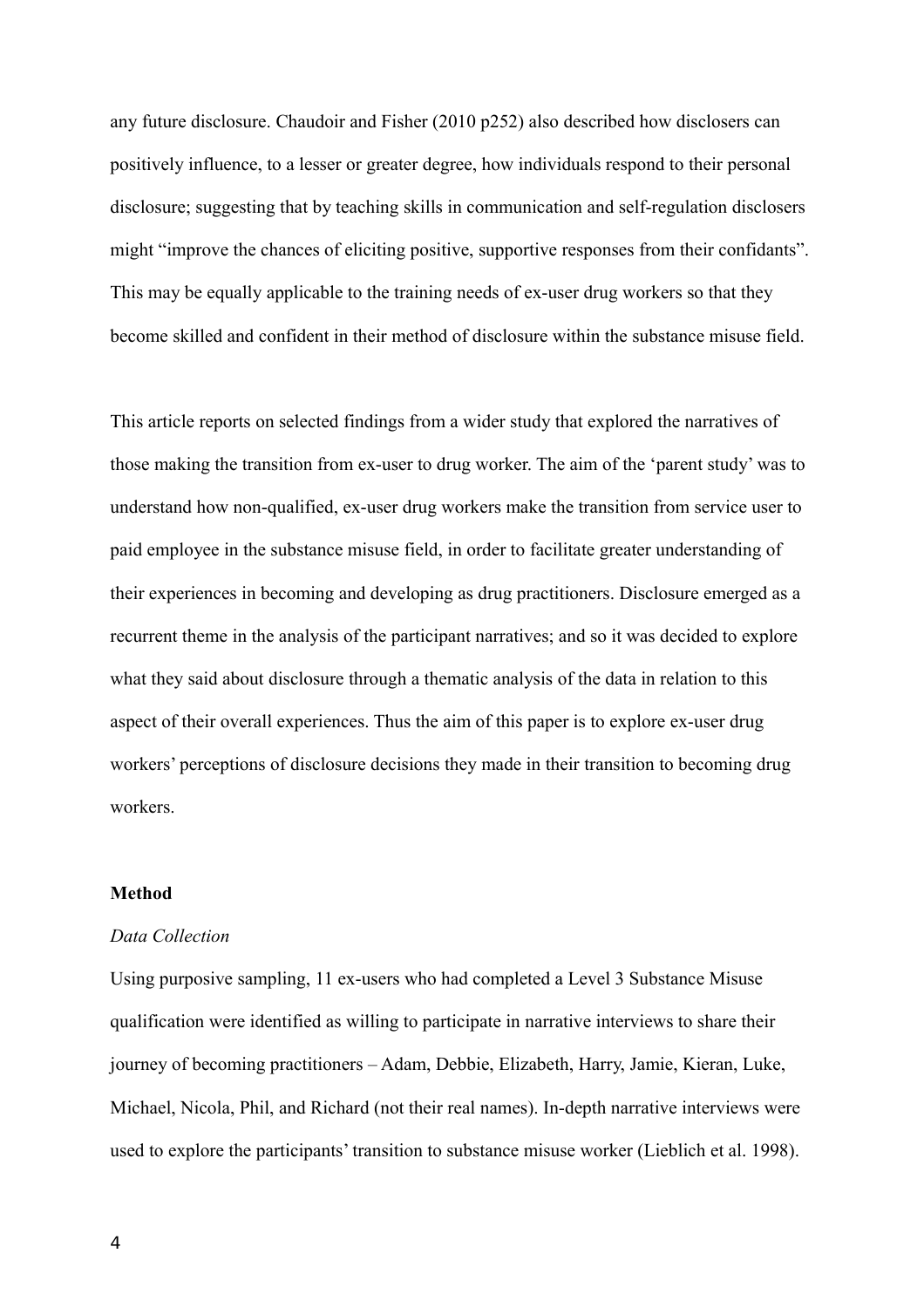any future disclosure. Chaudoir and Fisher (2010 p252) also described how disclosers can positively influence, to a lesser or greater degree, how individuals respond to their personal disclosure; suggesting that by teaching skills in communication and self-regulation disclosers might "improve the chances of eliciting positive, supportive responses from their confidants". This may be equally applicable to the training needs of ex-user drug workers so that they become skilled and confident in their method of disclosure within the substance misuse field.

This article reports on selected findings from a wider study that explored the narratives of those making the transition from ex-user to drug worker. The aim of the 'parent study' was to understand how non-qualified, ex-user drug workers make the transition from service user to paid employee in the substance misuse field, in order to facilitate greater understanding of their experiences in becoming and developing as drug practitioners. Disclosure emerged as a recurrent theme in the analysis of the participant narratives; and so it was decided to explore what they said about disclosure through a thematic analysis of the data in relation to this aspect of their overall experiences. Thus the aim of this paper is to explore ex-user drug workers' perceptions of disclosure decisions they made in their transition to becoming drug workers.

## Method

### *Data Collection*

Using purposive sampling, 11 ex-users who had completed a Level 3 Substance Misuse qualification were identified as willing to participate in narrative interviews to share their journey of becoming practitioners – Adam, Debbie, Elizabeth, Harry, Jamie, Kieran, Luke, Michael, Nicola, Phil, and Richard (not their real names). In-depth narrative interviews were used to explore the participants' transition to substance misuse worker (Lieblich et al. 1998).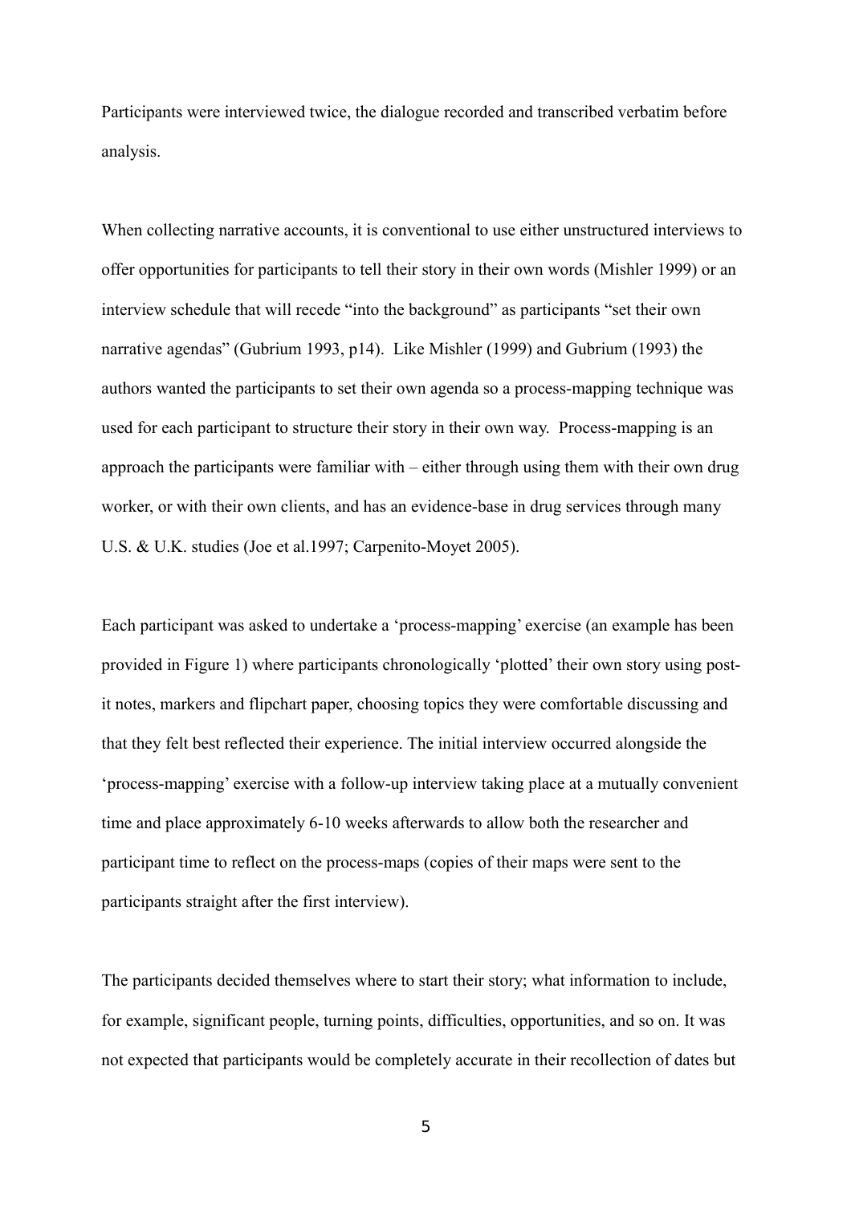Participants were interviewed twice, the dialogue recorded and transcribed verbatim before analysis.

When collecting narrative accounts, it is conventional to use either unstructured interviews to offer opportunities for participants to tell their story in their own words (Mishler 1999) or an interview schedule that will recede "into the background" as participants "set their own narrative agendas" (Gubrium 1993, p14). Like Mishler (1999) and Gubrium (1993) the authors wanted the participants to set their own agenda so a process-mapping technique was used for each participant to structure their story in their own way. Process-mapping is an approach the participants were familiar with – either through using them with their own drug worker, or with their own clients, and has an evidence-base in drug services through many U.S. & U.K. studies (Joe et al.1997; Carpenito-Moyet 2005).

Each participant was asked to undertake a 'process-mapping' exercise (an example has been provided in Figure 1) where participants chronologically 'plotted' their own story using post-it notes, markers and flipchart paper, choosing topics they were comfortable discussing and that they felt best reflected their experience. The initial interview occurred alongside the 'process-mapping' exercise with a follow-up interview taking place at a mutually convenient time and place approximately 6-10 weeks afterwards to allow both the researcher and participant time to reflect on the process-maps (copies of their maps were sent to the participants straight after the first interview).

The participants decided themselves where to start their story; what information to include, for example, significant people, turning points, difficulties, opportunities, and so on. It was not expected that participants would be completely accurate in their recollection of dates but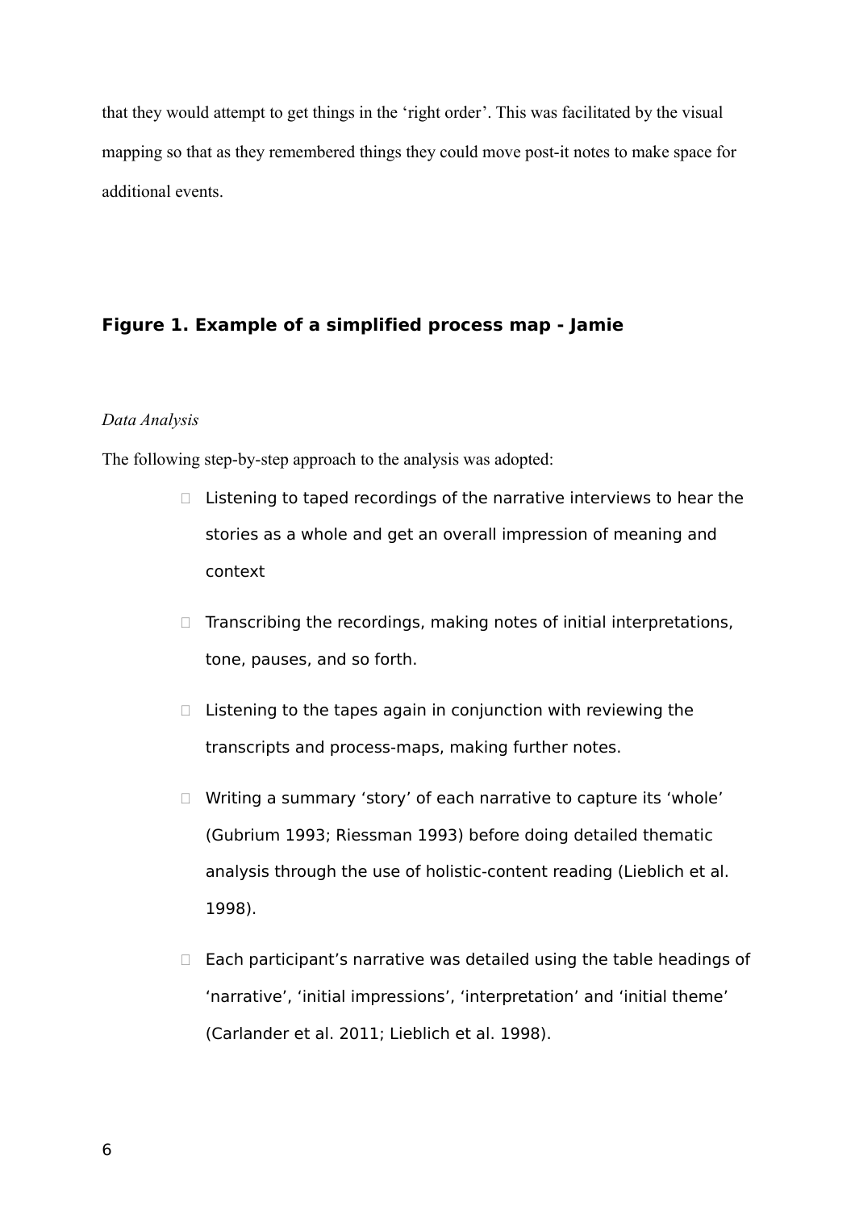that they would attempt to get things in the 'right order'. This was facilitated by the visual mapping so that as they remembered things they could move post-it notes to make space for additional events.

**Figure 1. Example of a simplified process map - Jamie**

*Data Analysis*

The following step-by-step approach to the analysis was adopted:

- Listening to taped recordings of the narrative interviews to hear the stories as a whole and get an overall impression of meaning and context
- Transcribing the recordings, making notes of initial interpretations, tone, pauses, and so forth.
- Listening to the tapes again in conjunction with reviewing the transcripts and process-maps, making further notes.
- Writing a summary 'story' of each narrative to capture its 'whole' (Gubrium 1993; Riessman 1993) before doing detailed thematic analysis through the use of holistic-content reading (Lieblich et al. 1998).
- Each participant's narrative was detailed using the table headings of 'narrative', 'initial impressions', 'interpretation' and 'initial theme' (Carlander et al. 2011; Lieblich et al. 1998).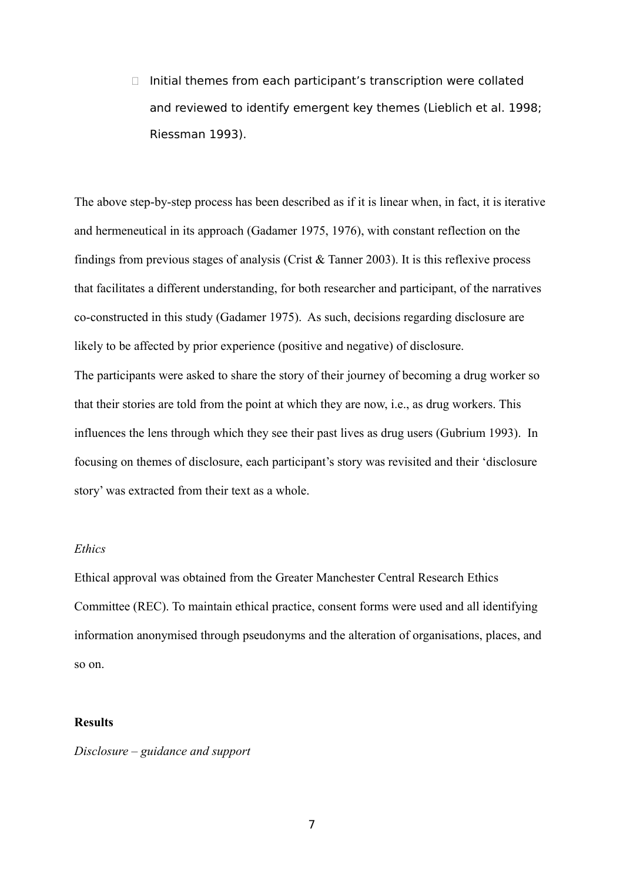- Initial themes from each participant's transcription were collated and reviewed to identify emergent key themes (Lieblich et al. 1998; Riessman 1993).

The above step-by-step process has been described as if it is linear when, in fact, it is iterative and hermeneutical in its approach (Gadamer 1975, 1976), with constant reflection on the findings from previous stages of analysis (Crist & Tanner 2003). It is this reflexive process that facilitates a different understanding, for both researcher and participant, of the narratives co-constructed in this study (Gadamer 1975). As such, decisions regarding disclosure are likely to be affected by prior experience (positive and negative) of disclosure.

The participants were asked to share the story of their journey of becoming a drug worker so that their stories are told from the point at which they are now, i.e., as drug workers. This influences the lens through which they see their past lives as drug users (Gubrium 1993). In focusing on themes of disclosure, each participant's story was revisited and their 'disclosure story' was extracted from their text as a whole.

*Ethics*

Ethical approval was obtained from the Greater Manchester Central Research Ethics Committee (REC). To maintain ethical practice, consent forms were used and all identifying information anonymised through pseudonyms and the alteration of organisations, places, and so on.

## Results

*Disclosure – guidance and support*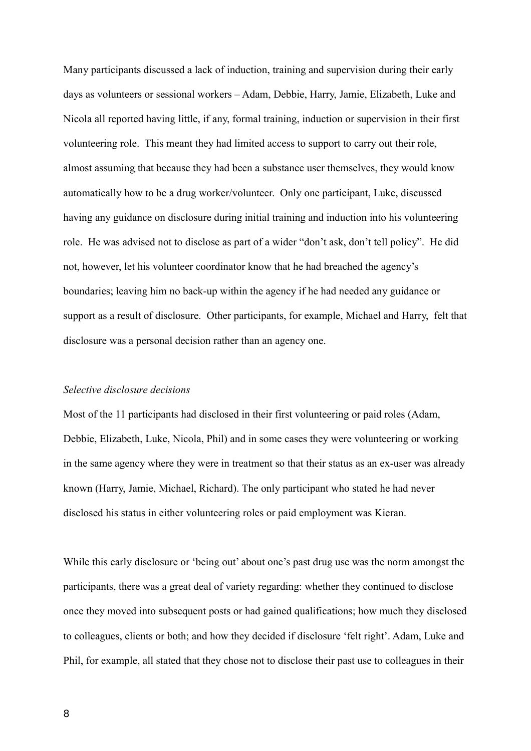Many participants discussed a lack of induction, training and supervision during their early days as volunteers or sessional workers – Adam, Debbie, Harry, Jamie, Elizabeth, Luke and Nicola all reported having little, if any, formal training, induction or supervision in their first volunteering role. This meant they had limited access to support to carry out their role, almost assuming that because they had been a substance user themselves, they would know automatically how to be a drug worker/volunteer. Only one participant, Luke, discussed having any guidance on disclosure during initial training and induction into his volunteering role. He was advised not to disclose as part of a wider "don't ask, don't tell policy". He did not, however, let his volunteer coordinator know that he had breached the agency's boundaries; leaving him no back-up within the agency if he had needed any guidance or support as a result of disclosure. Other participants, for example, Michael and Harry, felt that disclosure was a personal decision rather than an agency one.

*Selective disclosure decisions*

Most of the 11 participants had disclosed in their first volunteering or paid roles (Adam, Debbie, Elizabeth, Luke, Nicola, Phil) and in some cases they were volunteering or working in the same agency where they were in treatment so that their status as an ex-user was already known (Harry, Jamie, Michael, Richard). The only participant who stated he had never disclosed his status in either volunteering roles or paid employment was Kieran.

While this early disclosure or 'being out' about one's past drug use was the norm amongst the participants, there was a great deal of variety regarding: whether they continued to disclose once they moved into subsequent posts or had gained qualifications; how much they disclosed to colleagues, clients or both; and how they decided if disclosure 'felt right'. Adam, Luke and Phil, for example, all stated that they chose not to disclose their past use to colleagues in their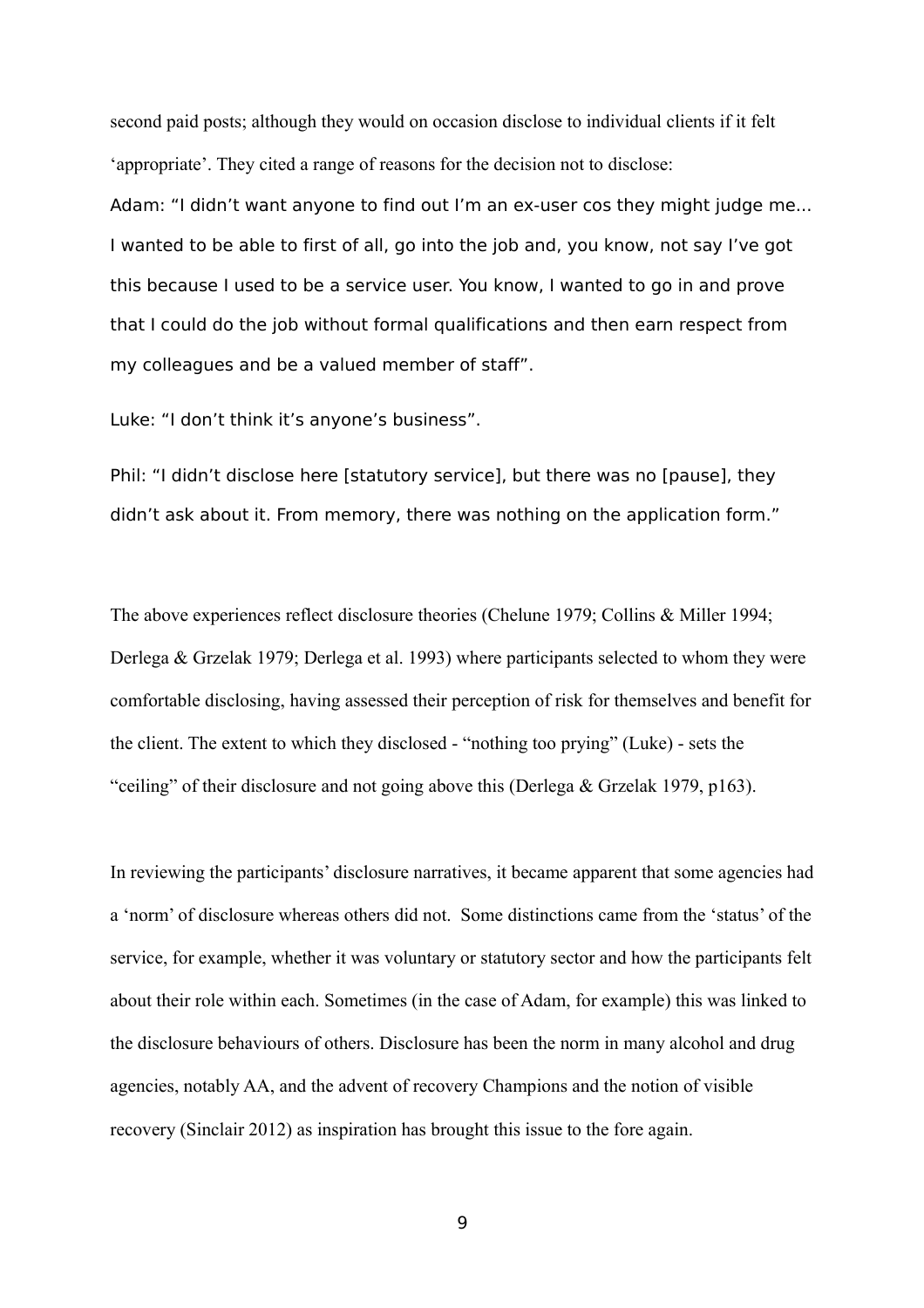second paid posts; although they would on occasion disclose to individual clients if it felt 'appropriate'. They cited a range of reasons for the decision not to disclose:

Adam: "I didn't want anyone to find out I'm an ex-user cos they might judge me… I wanted to be able to first of all, go into the job and, you know, not say I've got this because I used to be a service user. You know, I wanted to go in and prove that I could do the job without formal qualifications and then earn respect from my colleagues and be a valued member of staff".

Luke: "I don't think it's anyone's business".

Phil: "I didn't disclose here [statutory service], but there was no [pause], they didn't ask about it. From memory, there was nothing on the application form."

The above experiences reflect disclosure theories (Chelune 1979; Collins & Miller 1994; Derlega & Grzelak 1979; Derlega et al. 1993) where participants selected to whom they were comfortable disclosing, having assessed their perception of risk for themselves and benefit for the client. The extent to which they disclosed - "nothing too prying" (Luke) - sets the "ceiling" of their disclosure and not going above this (Derlega & Grzelak 1979, p163).

In reviewing the participants' disclosure narratives, it became apparent that some agencies had a 'norm' of disclosure whereas others did not. Some distinctions came from the 'status' of the service, for example, whether it was voluntary or statutory sector and how the participants felt about their role within each. Sometimes (in the case of Adam, for example) this was linked to the disclosure behaviours of others. Disclosure has been the norm in many alcohol and drug agencies, notably AA, and the advent of recovery Champions and the notion of visible recovery (Sinclair 2012) as inspiration has brought this issue to the fore again.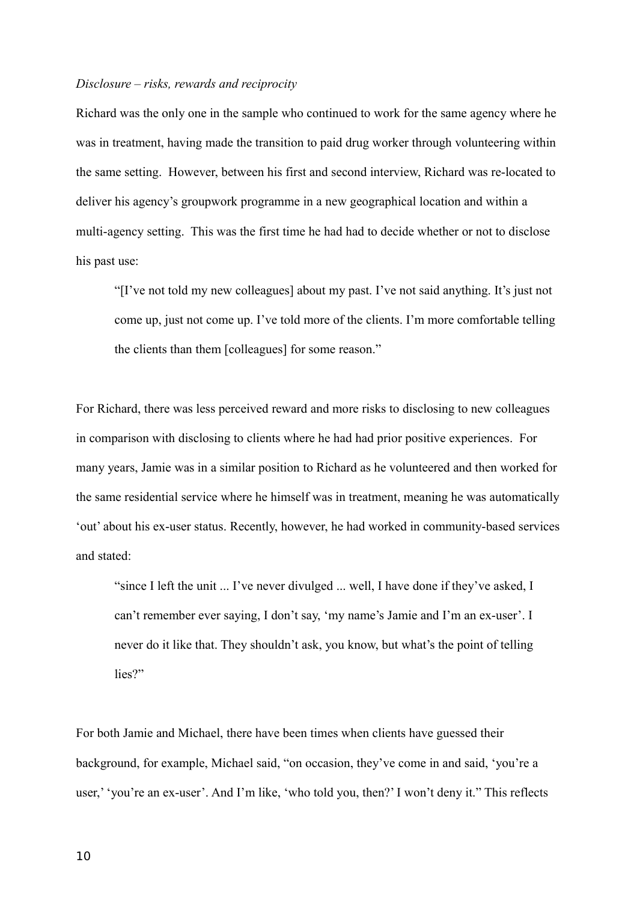*Disclosure – risks, rewards and reciprocity*

Richard was the only one in the sample who continued to work for the same agency where he was in treatment, having made the transition to paid drug worker through volunteering within the same setting. However, between his first and second interview, Richard was re-located to deliver his agency's groupwork programme in a new geographical location and within a multi-agency setting. This was the first time he had had to decide whether or not to disclose his past use:

> "[I've not told my new colleagues] about my past. I've not said anything. It's just not come up, just not come up. I've told more of the clients. I'm more comfortable telling the clients than them [colleagues] for some reason."

For Richard, there was less perceived reward and more risks to disclosing to new colleagues in comparison with disclosing to clients where he had had prior positive experiences. For many years, Jamie was in a similar position to Richard as he volunteered and then worked for the same residential service where he himself was in treatment, meaning he was automatically 'out' about his ex-user status. Recently, however, he had worked in community-based services and stated:

> "since I left the unit ... I've never divulged ... well, I have done if they've asked, I can't remember ever saying, I don't say, 'my name's Jamie and I'm an ex-user'. I never do it like that. They shouldn't ask, you know, but what's the point of telling lies?"

For both Jamie and Michael, there have been times when clients have guessed their background, for example, Michael said, "on occasion, they've come in and said, 'you're a user,' 'you're an ex-user'. And I'm like, 'who told you, then?' I won't deny it." This reflects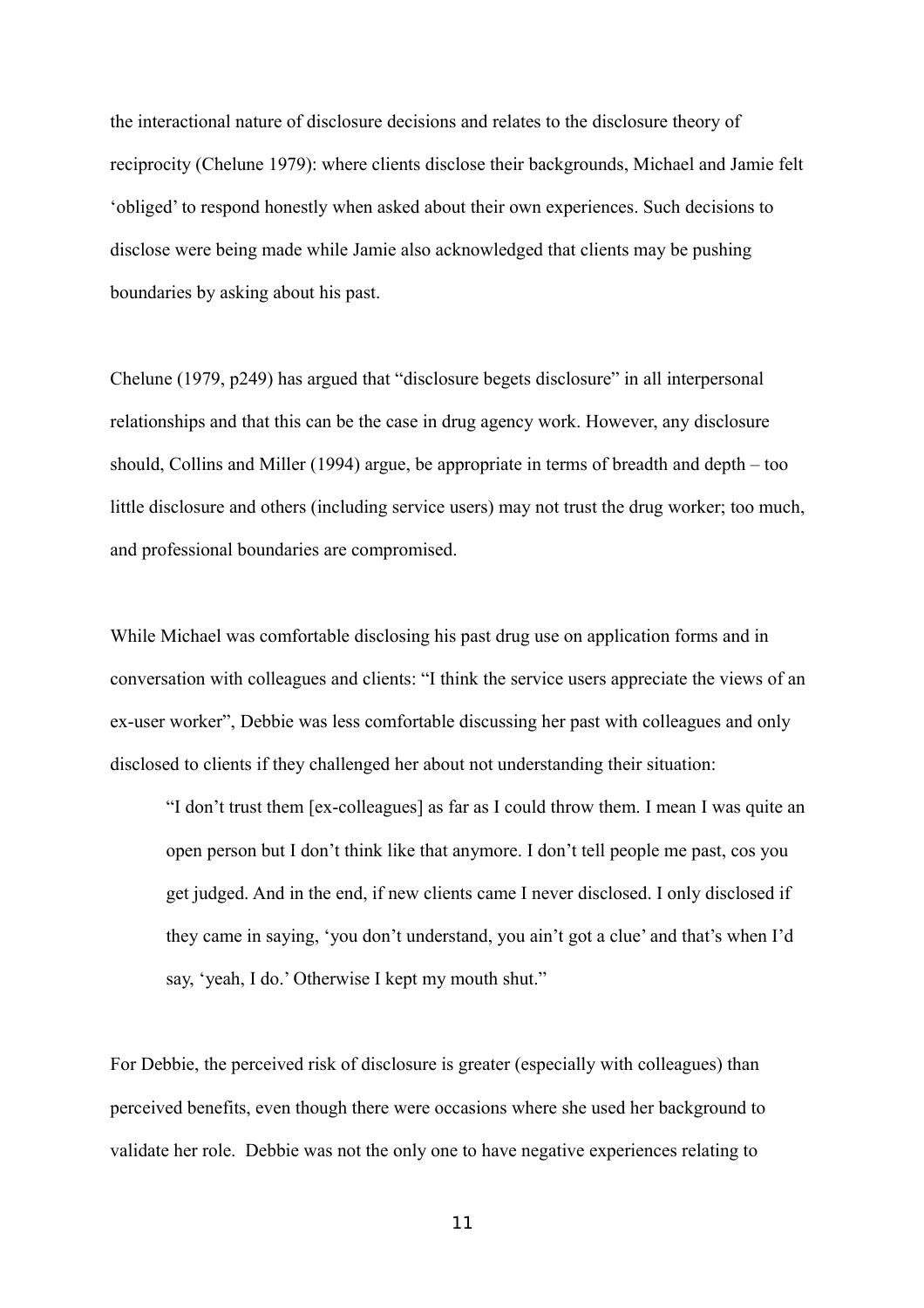the interactional nature of disclosure decisions and relates to the disclosure theory of reciprocity (Chelune 1979): where clients disclose their backgrounds, Michael and Jamie felt 'obliged' to respond honestly when asked about their own experiences. Such decisions to disclose were being made while Jamie also acknowledged that clients may be pushing boundaries by asking about his past.

Chelune (1979, p249) has argued that "disclosure begets disclosure" in all interpersonal relationships and that this can be the case in drug agency work. However, any disclosure should, Collins and Miller (1994) argue, be appropriate in terms of breadth and depth – too little disclosure and others (including service users) may not trust the drug worker; too much, and professional boundaries are compromised.

While Michael was comfortable disclosing his past drug use on application forms and in conversation with colleagues and clients: "I think the service users appreciate the views of an ex-user worker", Debbie was less comfortable discussing her past with colleagues and only disclosed to clients if they challenged her about not understanding their situation:

> "I don't trust them [ex-colleagues] as far as I could throw them. I mean I was quite an open person but I don't think like that anymore. I don't tell people me past, cos you get judged. And in the end, if new clients came I never disclosed. I only disclosed if they came in saying, 'you don't understand, you ain't got a clue' and that's when I'd say, 'yeah, I do.' Otherwise I kept my mouth shut."

For Debbie, the perceived risk of disclosure is greater (especially with colleagues) than perceived benefits, even though there were occasions where she used her background to validate her role. Debbie was not the only one to have negative experiences relating to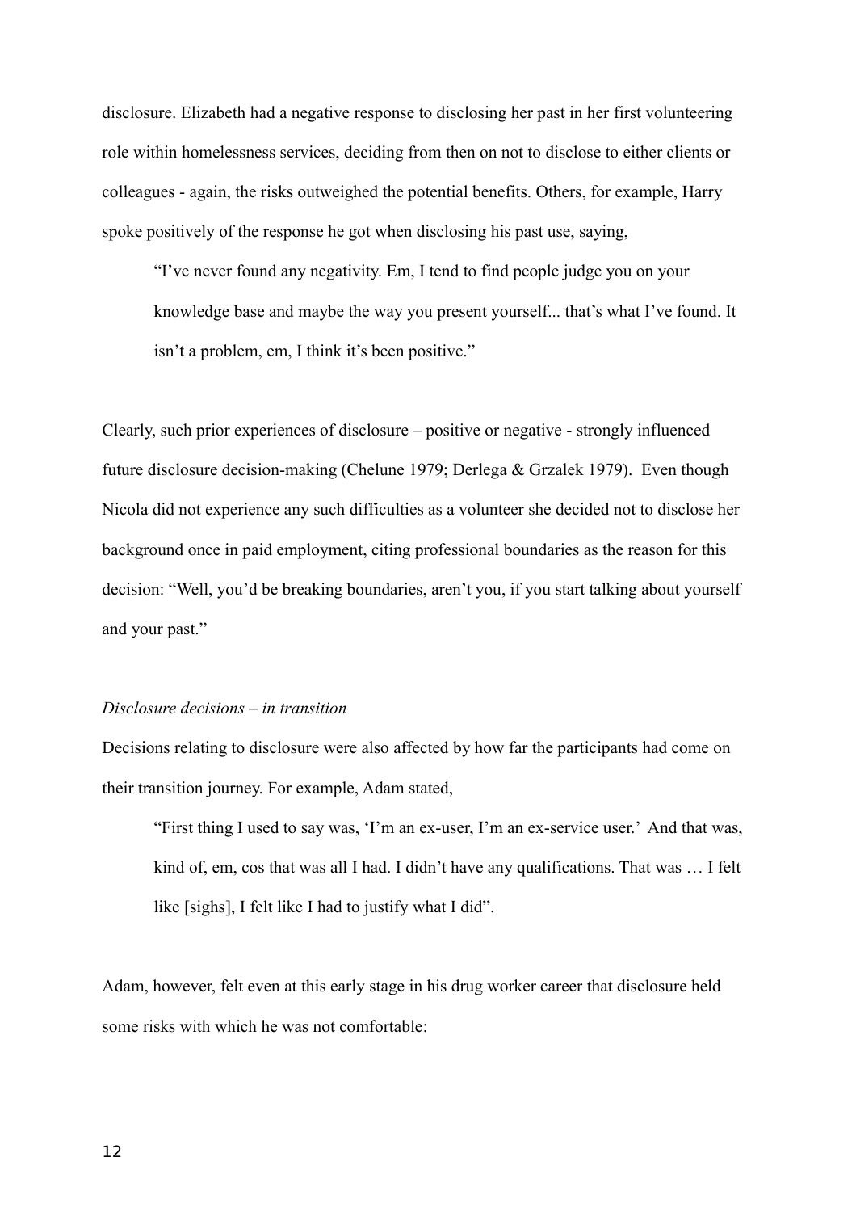disclosure. Elizabeth had a negative response to disclosing her past in her first volunteering role within homelessness services, deciding from then on not to disclose to either clients or colleagues - again, the risks outweighed the potential benefits. Others, for example, Harry spoke positively of the response he got when disclosing his past use, saying,

> "I've never found any negativity. Em, I tend to find people judge you on your knowledge base and maybe the way you present yourself... that's what I've found. It isn't a problem, em, I think it's been positive."

Clearly, such prior experiences of disclosure – positive or negative - strongly influenced future disclosure decision-making (Chelune 1979; Derlega & Grzalek 1979). Even though Nicola did not experience any such difficulties as a volunteer she decided not to disclose her background once in paid employment, citing professional boundaries as the reason for this decision: "Well, you'd be breaking boundaries, aren't you, if you start talking about yourself and your past."

*Disclosure decisions – in transition*

Decisions relating to disclosure were also affected by how far the participants had come on their transition journey. For example, Adam stated,

> "First thing I used to say was, 'I'm an ex-user, I'm an ex-service user.' And that was, kind of, em, cos that was all I had. I didn't have any qualifications. That was … I felt like [sighs], I felt like I had to justify what I did".

Adam, however, felt even at this early stage in his drug worker career that disclosure held some risks with which he was not comfortable: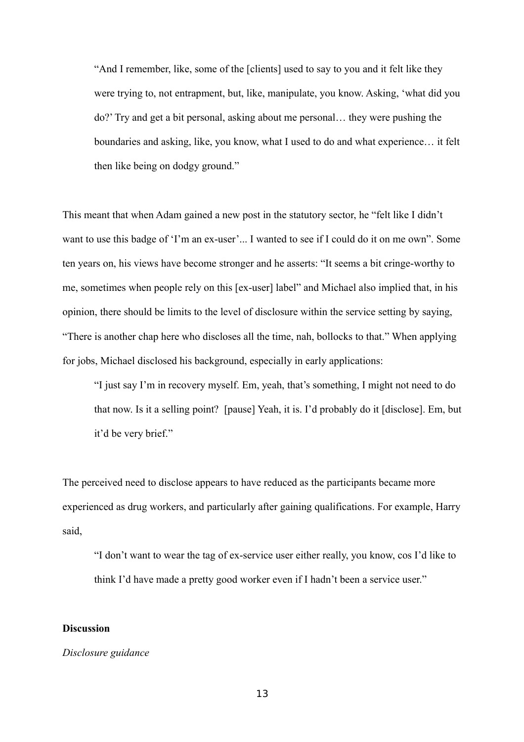> "And I remember, like, some of the [clients] used to say to you and it felt like they were trying to, not entrapment, but, like, manipulate, you know. Asking, 'what did you do?' Try and get a bit personal, asking about me personal… they were pushing the boundaries and asking, like, you know, what I used to do and what experience… it felt then like being on dodgy ground."

This meant that when Adam gained a new post in the statutory sector, he "felt like I didn't want to use this badge of 'I'm an ex-user'... I wanted to see if I could do it on me own". Some ten years on, his views have become stronger and he asserts: "It seems a bit cringe-worthy to me, sometimes when people rely on this [ex-user] label" and Michael also implied that, in his opinion, there should be limits to the level of disclosure within the service setting by saying, "There is another chap here who discloses all the time, nah, bollocks to that." When applying for jobs, Michael disclosed his background, especially in early applications:

> "I just say I'm in recovery myself. Em, yeah, that's something, I might not need to do that now. Is it a selling point? [pause] Yeah, it is. I'd probably do it [disclose]. Em, but it'd be very brief."

The perceived need to disclose appears to have reduced as the participants became more experienced as drug workers, and particularly after gaining qualifications. For example, Harry said,

> "I don't want to wear the tag of ex-service user either really, you know, cos I'd like to think I'd have made a pretty good worker even if I hadn't been a service user."

## Discussion

*Disclosure guidance*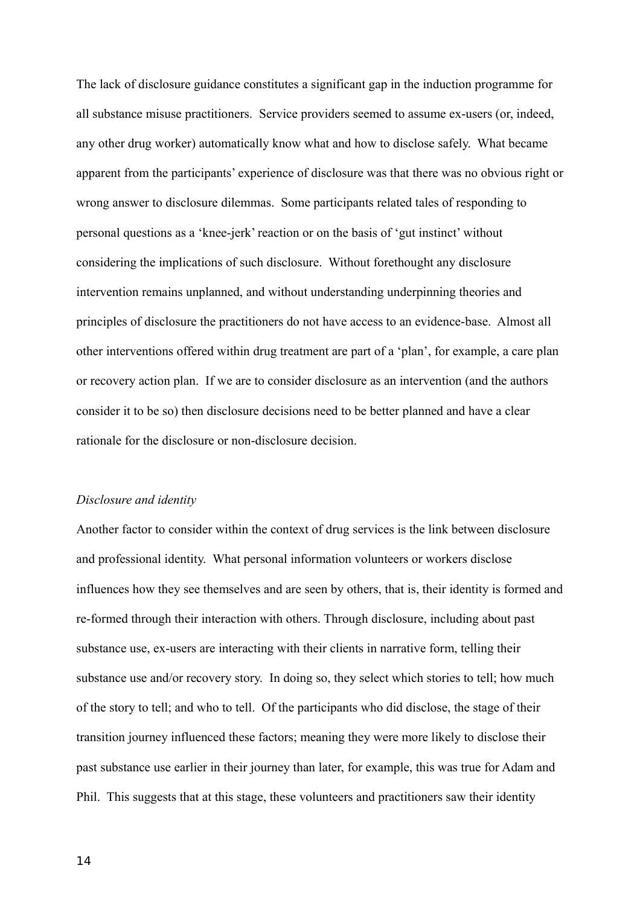The lack of disclosure guidance constitutes a significant gap in the induction programme for all substance misuse practitioners. Service providers seemed to assume ex-users (or, indeed, any other drug worker) automatically know what and how to disclose safely. What became apparent from the participants' experience of disclosure was that there was no obvious right or wrong answer to disclosure dilemmas. Some participants related tales of responding to personal questions as a 'knee-jerk' reaction or on the basis of 'gut instinct' without considering the implications of such disclosure. Without forethought any disclosure intervention remains unplanned, and without understanding underpinning theories and principles of disclosure the practitioners do not have access to an evidence-base. Almost all other interventions offered within drug treatment are part of a 'plan', for example, a care plan or recovery action plan. If we are to consider disclosure as an intervention (and the authors consider it to be so) then disclosure decisions need to be better planned and have a clear rationale for the disclosure or non-disclosure decision.

*Disclosure and identity*

Another factor to consider within the context of drug services is the link between disclosure and professional identity. What personal information volunteers or workers disclose influences how they see themselves and are seen by others, that is, their identity is formed and re-formed through their interaction with others. Through disclosure, including about past substance use, ex-users are interacting with their clients in narrative form, telling their substance use and/or recovery story. In doing so, they select which stories to tell; how much of the story to tell; and who to tell. Of the participants who did disclose, the stage of their transition journey influenced these factors; meaning they were more likely to disclose their past substance use earlier in their journey than later, for example, this was true for Adam and Phil. This suggests that at this stage, these volunteers and practitioners saw their identity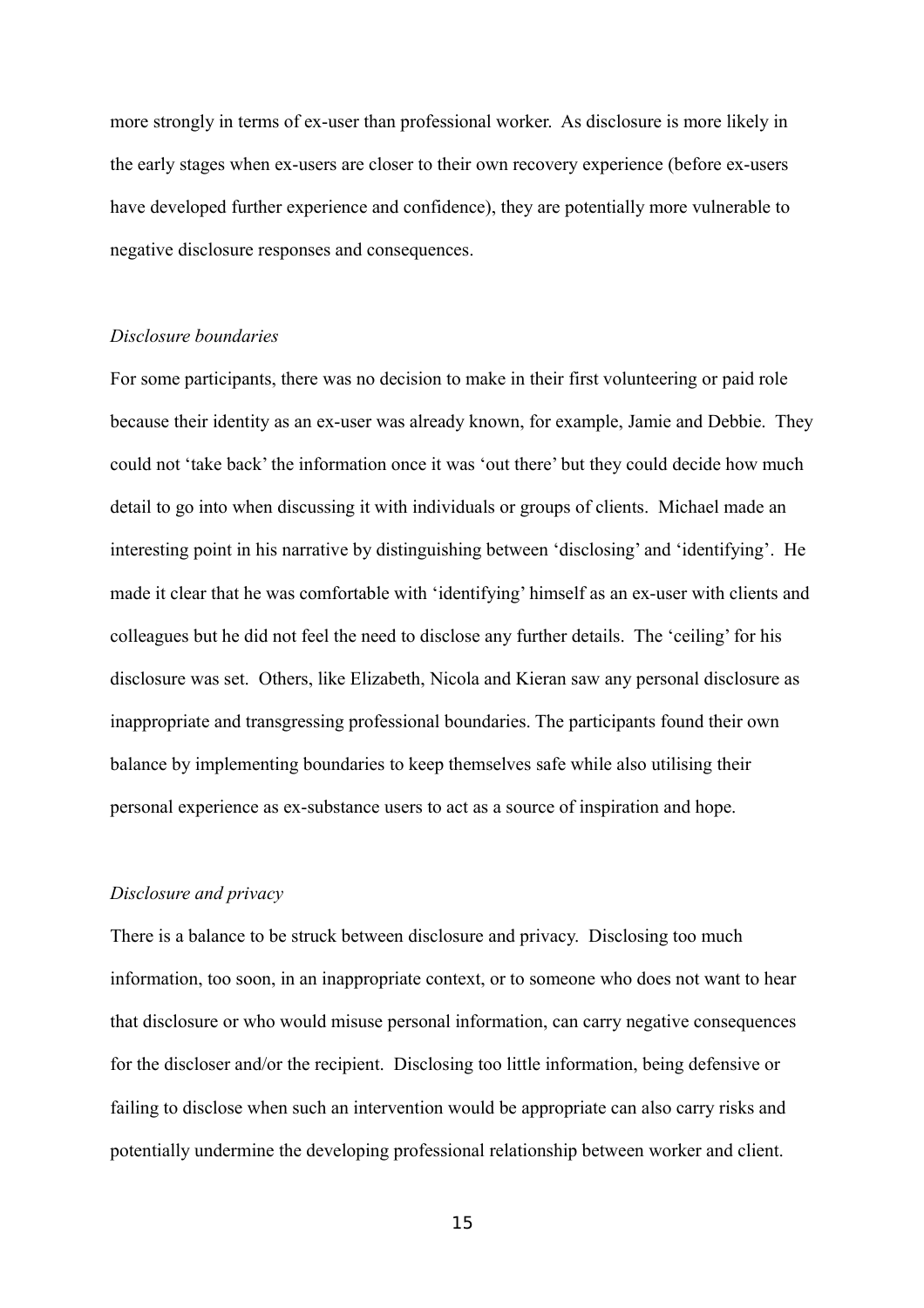more strongly in terms of ex-user than professional worker. As disclosure is more likely in the early stages when ex-users are closer to their own recovery experience (before ex-users have developed further experience and confidence), they are potentially more vulnerable to negative disclosure responses and consequences.

*Disclosure boundaries*

For some participants, there was no decision to make in their first volunteering or paid role because their identity as an ex-user was already known, for example, Jamie and Debbie. They could not 'take back' the information once it was 'out there' but they could decide how much detail to go into when discussing it with individuals or groups of clients. Michael made an interesting point in his narrative by distinguishing between 'disclosing' and 'identifying'. He made it clear that he was comfortable with 'identifying' himself as an ex-user with clients and colleagues but he did not feel the need to disclose any further details. The 'ceiling' for his disclosure was set. Others, like Elizabeth, Nicola and Kieran saw any personal disclosure as inappropriate and transgressing professional boundaries. The participants found their own balance by implementing boundaries to keep themselves safe while also utilising their personal experience as ex-substance users to act as a source of inspiration and hope.

*Disclosure and privacy*

There is a balance to be struck between disclosure and privacy. Disclosing too much information, too soon, in an inappropriate context, or to someone who does not want to hear that disclosure or who would misuse personal information, can carry negative consequences for the discloser and/or the recipient. Disclosing too little information, being defensive or failing to disclose when such an intervention would be appropriate can also carry risks and potentially undermine the developing professional relationship between worker and client.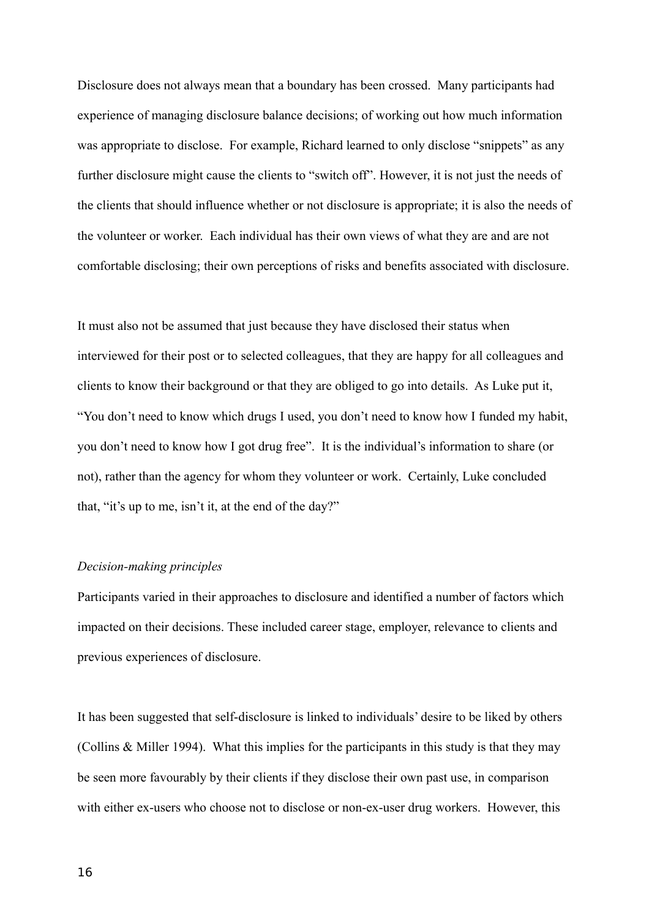Disclosure does not always mean that a boundary has been crossed. Many participants had experience of managing disclosure balance decisions; of working out how much information was appropriate to disclose. For example, Richard learned to only disclose "snippets" as any further disclosure might cause the clients to "switch off". However, it is not just the needs of the clients that should influence whether or not disclosure is appropriate; it is also the needs of the volunteer or worker. Each individual has their own views of what they are and are not comfortable disclosing; their own perceptions of risks and benefits associated with disclosure.

It must also not be assumed that just because they have disclosed their status when interviewed for their post or to selected colleagues, that they are happy for all colleagues and clients to know their background or that they are obliged to go into details. As Luke put it, "You don't need to know which drugs I used, you don't need to know how I funded my habit, you don't need to know how I got drug free". It is the individual's information to share (or not), rather than the agency for whom they volunteer or work. Certainly, Luke concluded that, "it's up to me, isn't it, at the end of the day?"

*Decision-making principles*

Participants varied in their approaches to disclosure and identified a number of factors which impacted on their decisions. These included career stage, employer, relevance to clients and previous experiences of disclosure.

It has been suggested that self-disclosure is linked to individuals' desire to be liked by others (Collins & Miller 1994). What this implies for the participants in this study is that they may be seen more favourably by their clients if they disclose their own past use, in comparison with either ex-users who choose not to disclose or non-ex-user drug workers. However, this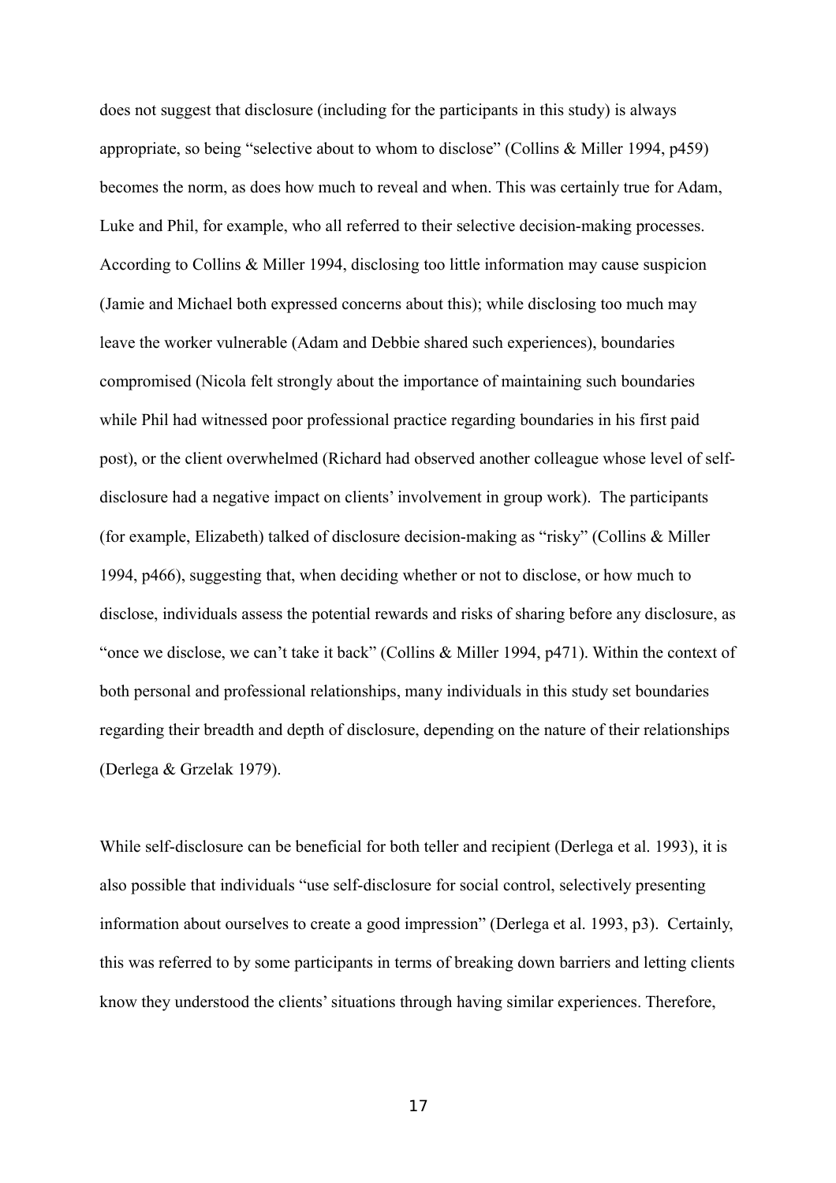does not suggest that disclosure (including for the participants in this study) is always appropriate, so being "selective about to whom to disclose" (Collins & Miller 1994, p459) becomes the norm, as does how much to reveal and when. This was certainly true for Adam, Luke and Phil, for example, who all referred to their selective decision-making processes. According to Collins & Miller 1994, disclosing too little information may cause suspicion (Jamie and Michael both expressed concerns about this); while disclosing too much may leave the worker vulnerable (Adam and Debbie shared such experiences), boundaries compromised (Nicola felt strongly about the importance of maintaining such boundaries while Phil had witnessed poor professional practice regarding boundaries in his first paid post), or the client overwhelmed (Richard had observed another colleague whose level of self-disclosure had a negative impact on clients' involvement in group work). The participants (for example, Elizabeth) talked of disclosure decision-making as "risky" (Collins & Miller 1994, p466), suggesting that, when deciding whether or not to disclose, or how much to disclose, individuals assess the potential rewards and risks of sharing before any disclosure, as "once we disclose, we can't take it back" (Collins & Miller 1994, p471). Within the context of both personal and professional relationships, many individuals in this study set boundaries regarding their breadth and depth of disclosure, depending on the nature of their relationships (Derlega & Grzelak 1979).

While self-disclosure can be beneficial for both teller and recipient (Derlega et al. 1993), it is also possible that individuals "use self-disclosure for social control, selectively presenting information about ourselves to create a good impression" (Derlega et al. 1993, p3). Certainly, this was referred to by some participants in terms of breaking down barriers and letting clients know they understood the clients' situations through having similar experiences. Therefore,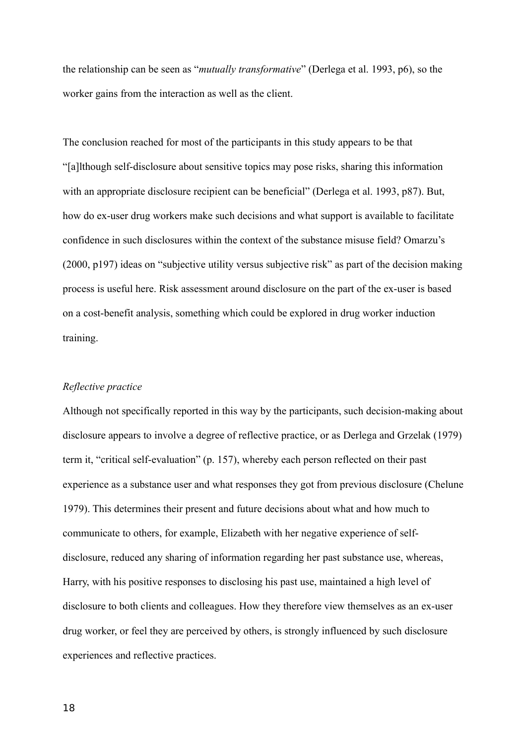the relationship can be seen as "*mutually transformative*" (Derlega et al. 1993, p6), so the worker gains from the interaction as well as the client.

The conclusion reached for most of the participants in this study appears to be that "[a]lthough self-disclosure about sensitive topics may pose risks, sharing this information with an appropriate disclosure recipient can be beneficial" (Derlega et al. 1993, p87). But, how do ex-user drug workers make such decisions and what support is available to facilitate confidence in such disclosures within the context of the substance misuse field? Omarzu's (2000, p197) ideas on "subjective utility versus subjective risk" as part of the decision making process is useful here. Risk assessment around disclosure on the part of the ex-user is based on a cost-benefit analysis, something which could be explored in drug worker induction training.

*Reflective practice*

Although not specifically reported in this way by the participants, such decision-making about disclosure appears to involve a degree of reflective practice, or as Derlega and Grzelak (1979) term it, "critical self-evaluation" (p. 157), whereby each person reflected on their past experience as a substance user and what responses they got from previous disclosure (Chelune 1979). This determines their present and future decisions about what and how much to communicate to others, for example, Elizabeth with her negative experience of self-disclosure, reduced any sharing of information regarding her past substance use, whereas, Harry, with his positive responses to disclosing his past use, maintained a high level of disclosure to both clients and colleagues. How they therefore view themselves as an ex-user drug worker, or feel they are perceived by others, is strongly influenced by such disclosure experiences and reflective practices.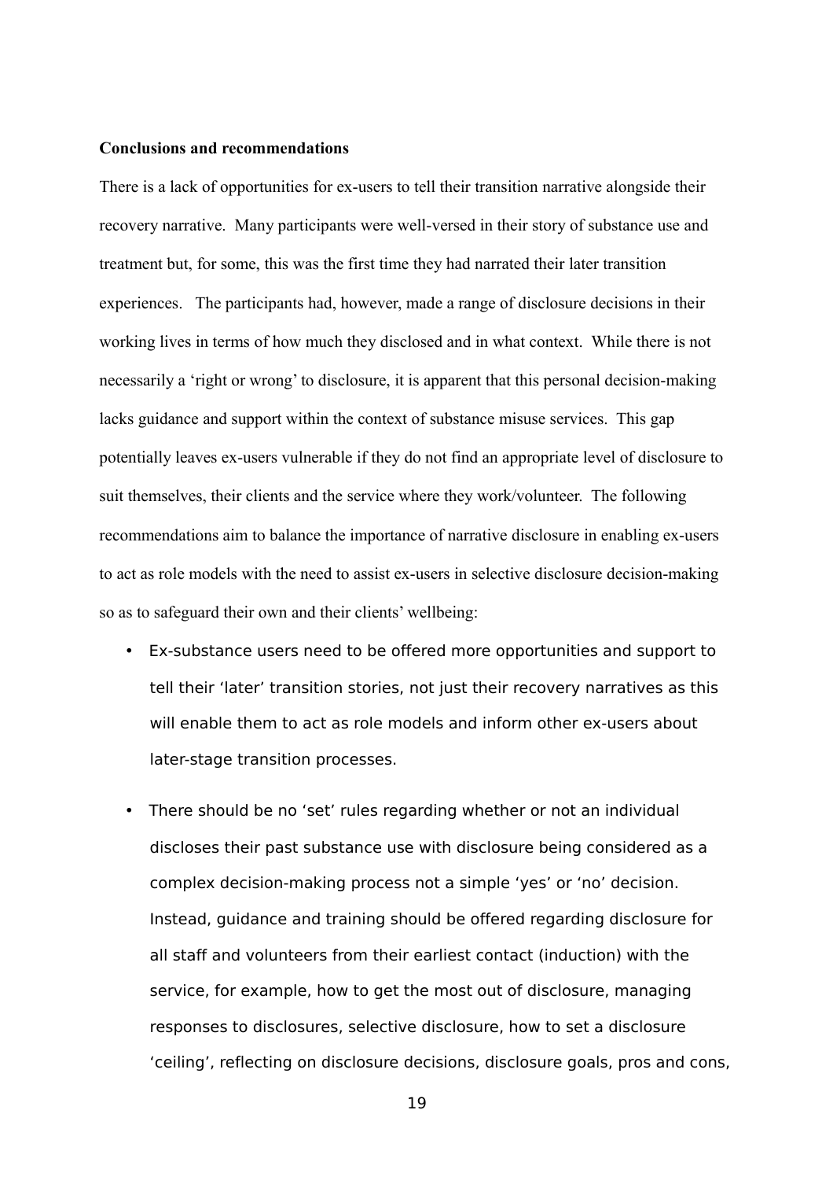**Conclusions and recommendations**

There is a lack of opportunities for ex-users to tell their transition narrative alongside their recovery narrative. Many participants were well-versed in their story of substance use and treatment but, for some, this was the first time they had narrated their later transition experiences. The participants had, however, made a range of disclosure decisions in their working lives in terms of how much they disclosed and in what context. While there is not necessarily a 'right or wrong' to disclosure, it is apparent that this personal decision-making lacks guidance and support within the context of substance misuse services. This gap potentially leaves ex-users vulnerable if they do not find an appropriate level of disclosure to suit themselves, their clients and the service where they work/volunteer. The following recommendations aim to balance the importance of narrative disclosure in enabling ex-users to act as role models with the need to assist ex-users in selective disclosure decision-making so as to safeguard their own and their clients' wellbeing:

- Ex-substance users need to be offered more opportunities and support to tell their 'later' transition stories, not just their recovery narratives as this will enable them to act as role models and inform other ex-users about later-stage transition processes.
- There should be no 'set' rules regarding whether or not an individual discloses their past substance use with disclosure being considered as a complex decision-making process not a simple 'yes' or 'no' decision. Instead, guidance and training should be offered regarding disclosure for all staff and volunteers from their earliest contact (induction) with the service, for example, how to get the most out of disclosure, managing responses to disclosures, selective disclosure, how to set a disclosure 'ceiling', reflecting on disclosure decisions, disclosure goals, pros and cons,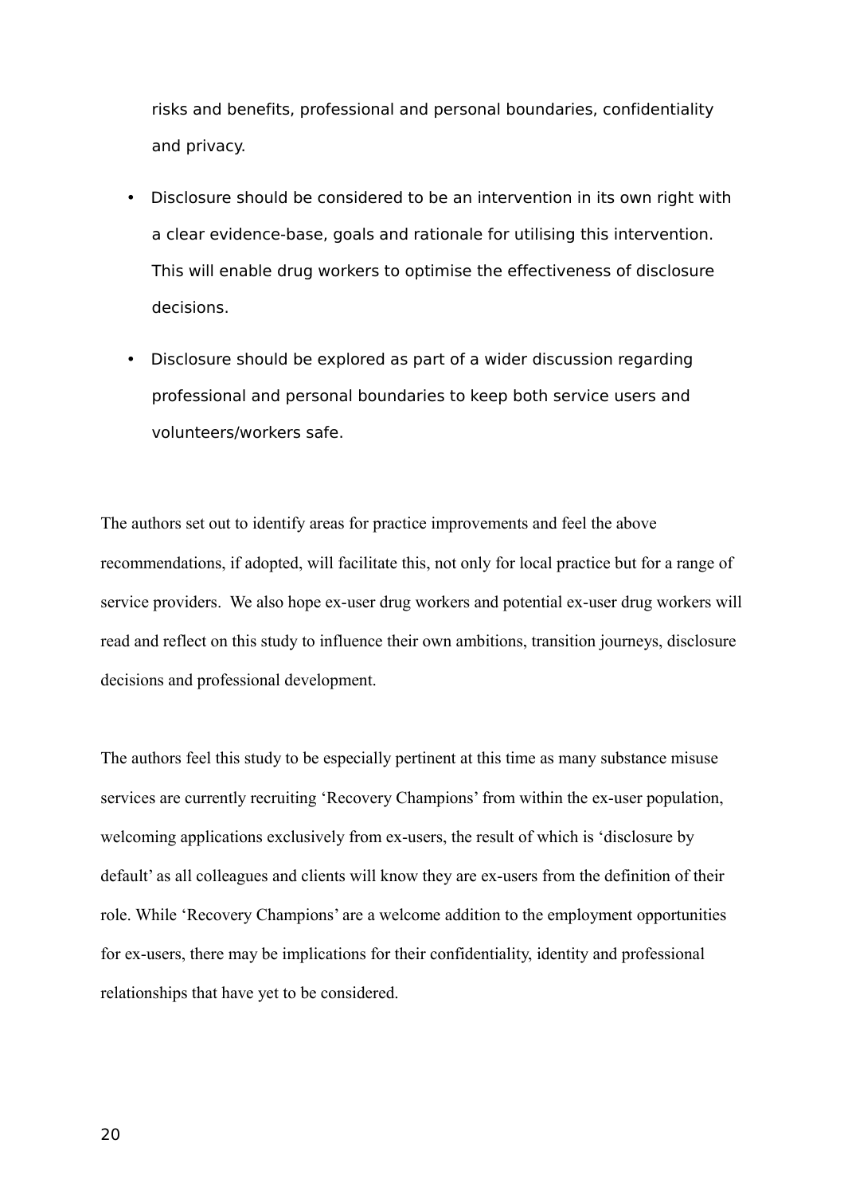risks and benefits, professional and personal boundaries, confidentiality and privacy.

- Disclosure should be considered to be an intervention in its own right with a clear evidence-base, goals and rationale for utilising this intervention. This will enable drug workers to optimise the effectiveness of disclosure decisions.
- Disclosure should be explored as part of a wider discussion regarding professional and personal boundaries to keep both service users and volunteers/workers safe.

The authors set out to identify areas for practice improvements and feel the above recommendations, if adopted, will facilitate this, not only for local practice but for a range of service providers. We also hope ex-user drug workers and potential ex-user drug workers will read and reflect on this study to influence their own ambitions, transition journeys, disclosure decisions and professional development.

The authors feel this study to be especially pertinent at this time as many substance misuse services are currently recruiting 'Recovery Champions' from within the ex-user population, welcoming applications exclusively from ex-users, the result of which is 'disclosure by default' as all colleagues and clients will know they are ex-users from the definition of their role. While 'Recovery Champions' are a welcome addition to the employment opportunities for ex-users, there may be implications for their confidentiality, identity and professional relationships that have yet to be considered.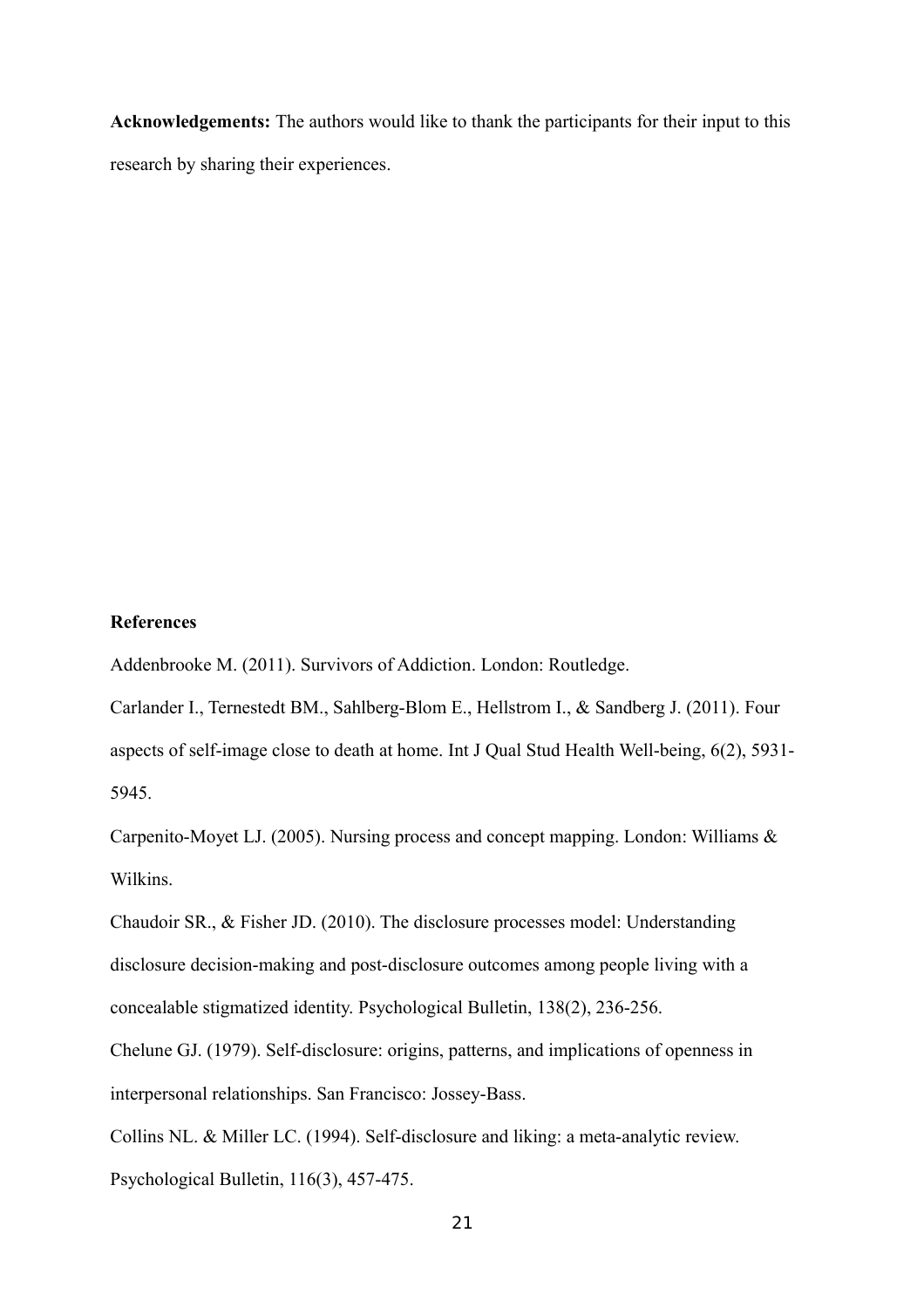**Acknowledgements:** The authors would like to thank the participants for their input to this research by sharing their experiences.

**References**

Addenbrooke M. (2011). Survivors of Addiction. London: Routledge.

Carlander I., Ternestedt BM., Sahlberg-Blom E., Hellstrom I., & Sandberg J. (2011). Four aspects of self-image close to death at home. Int J Qual Stud Health Well-being, 6(2), 5931-5945.

Carpenito-Moyet LJ. (2005). Nursing process and concept mapping. London: Williams & Wilkins.

Chaudoir SR., & Fisher JD. (2010). The disclosure processes model: Understanding disclosure decision-making and post-disclosure outcomes among people living with a concealable stigmatized identity. Psychological Bulletin, 138(2), 236-256.

Chelune GJ. (1979). Self-disclosure: origins, patterns, and implications of openness in interpersonal relationships. San Francisco: Jossey-Bass.

Collins NL. & Miller LC. (1994). Self-disclosure and liking: a meta-analytic review. Psychological Bulletin, 116(3), 457-475.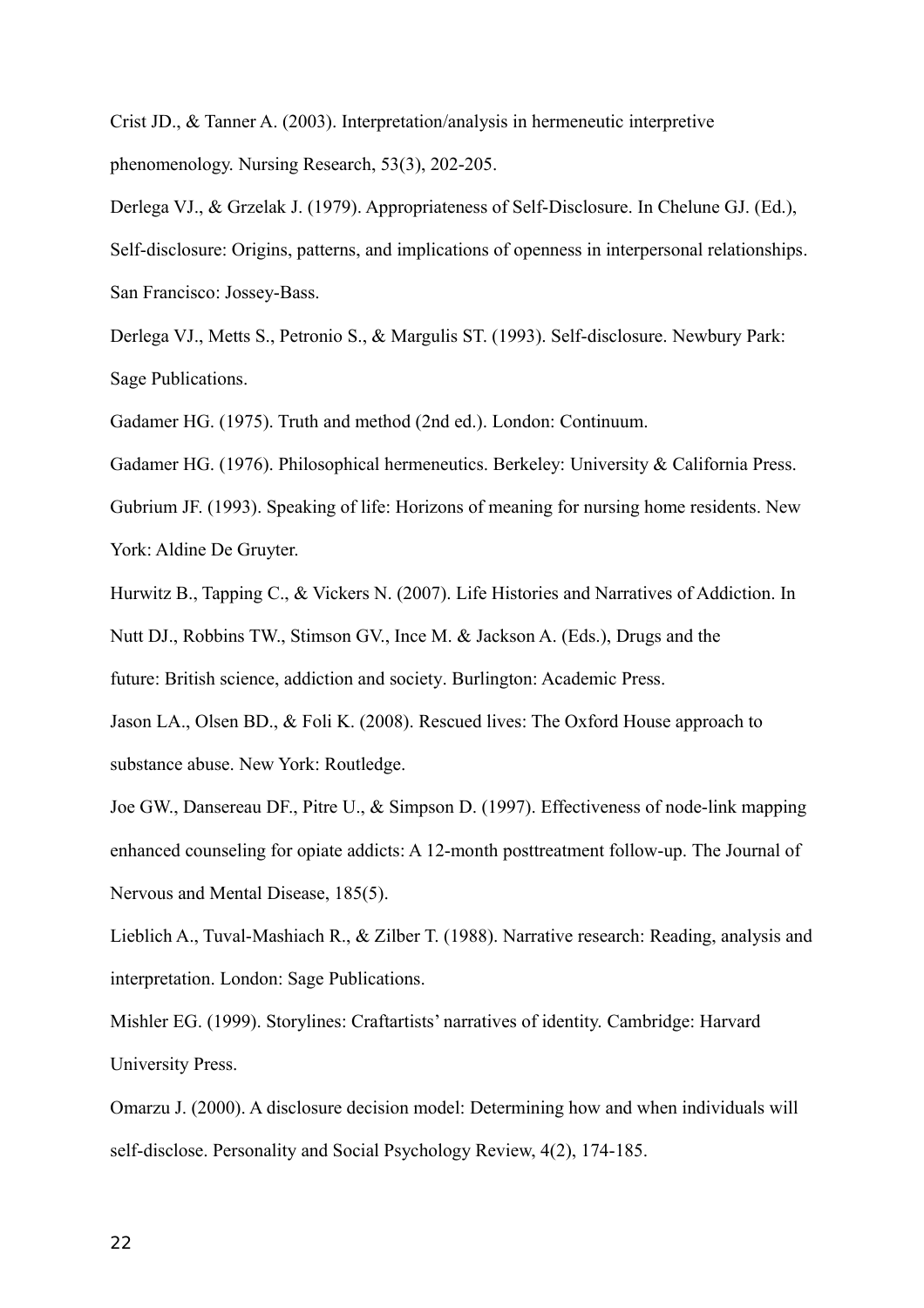Crist JD., & Tanner A. (2003). Interpretation/analysis in hermeneutic interpretive phenomenology. Nursing Research, 53(3), 202-205.

Derlega VJ., & Grzelak J. (1979). Appropriateness of Self-Disclosure. In Chelune GJ. (Ed.), Self-disclosure: Origins, patterns, and implications of openness in interpersonal relationships. San Francisco: Jossey-Bass.

Derlega VJ., Metts S., Petronio S., & Margulis ST. (1993). Self-disclosure. Newbury Park: Sage Publications.

Gadamer HG. (1975). Truth and method (2nd ed.). London: Continuum.

Gadamer HG. (1976). Philosophical hermeneutics. Berkeley: University & California Press.

Gubrium JF. (1993). Speaking of life: Horizons of meaning for nursing home residents. New York: Aldine De Gruyter.

Hurwitz B., Tapping C., & Vickers N. (2007). Life Histories and Narratives of Addiction. In Nutt DJ., Robbins TW., Stimson GV., Ince M. & Jackson A. (Eds.), Drugs and the future: British science, addiction and society. Burlington: Academic Press.

Jason LA., Olsen BD., & Foli K. (2008). Rescued lives: The Oxford House approach to substance abuse. New York: Routledge.

Joe GW., Dansereau DF., Pitre U., & Simpson D. (1997). Effectiveness of node-link mapping enhanced counseling for opiate addicts: A 12-month posttreatment follow-up. The Journal of Nervous and Mental Disease, 185(5).

Lieblich A., Tuval-Mashiach R., & Zilber T. (1988). Narrative research: Reading, analysis and interpretation. London: Sage Publications.

Mishler EG. (1999). Storylines: Craftartists' narratives of identity. Cambridge: Harvard University Press.

Omarzu J. (2000). A disclosure decision model: Determining how and when individuals will self-disclose. Personality and Social Psychology Review, 4(2), 174-185.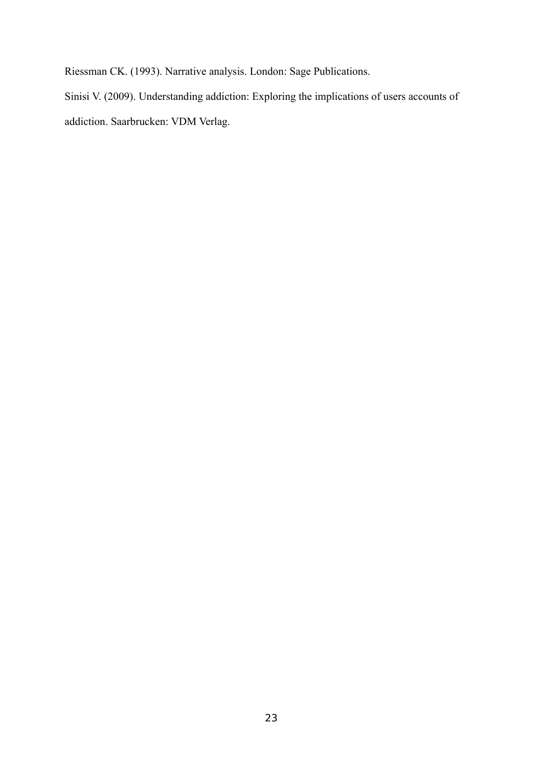Riessman CK. (1993). Narrative analysis. London: Sage Publications.

Sinisi V. (2009). Understanding addiction: Exploring the implications of users accounts of addiction. Saarbrucken: VDM Verlag.